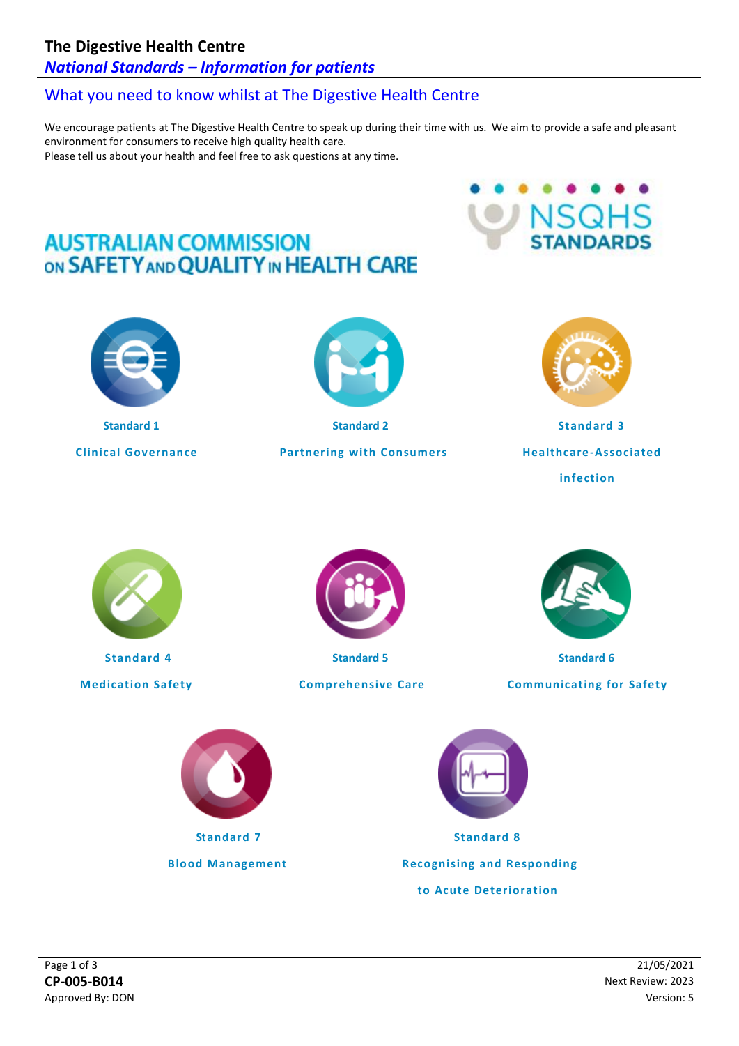# The Digestive Health Centre

***National Standards – Information for patients***

## What you need to know whilst at The Digestive Health Centre

We encourage patients at The Digestive Health Centre to speak up during their time with us. We aim to provide a safe and pleasant environment for consumers to receive high quality health care.
Please tell us about your health and feel free to ask questions at any time.

AUSTRALIAN COMMISSION ON SAFETY AND QUALITY IN HEALTH CARE

NSQHS STANDARDS

**Standard 1**

**Clinical Governance**

**Standard 2**

**Partnering with Consumers**

**Standard 3**

**Healthcare-Associated infection**

**Standard 4**

**Medication Safety**

**Standard 5**

**Comprehensive Care**

**Standard 6**

**Communicating for Safety**

**Standard 7**

**Blood Management**

**Standard 8**

**Recognising and Responding to Acute Deterioration**

**CP-005-B014**

Approved By: DON

21/05/2021

Next Review: 2023

Version: 5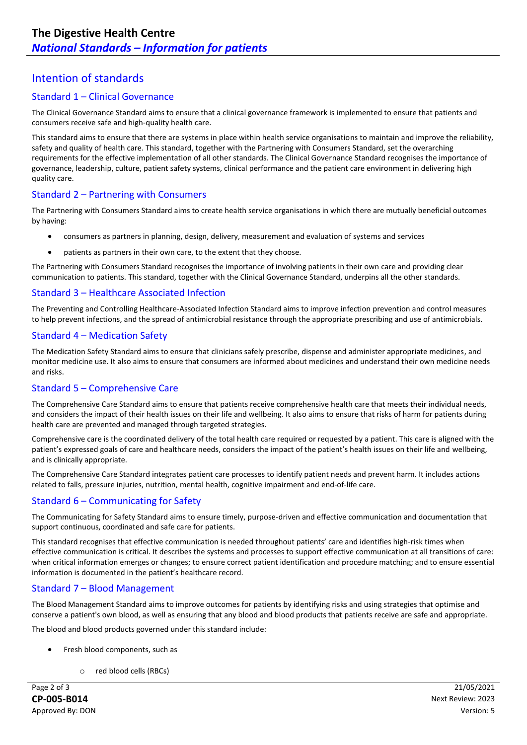## Intention of standards

### Standard 1 – Clinical Governance

The Clinical Governance Standard aims to ensure that a clinical governance framework is implemented to ensure that patients and consumers receive safe and high-quality health care.

This standard aims to ensure that there are systems in place within health service organisations to maintain and improve the reliability, safety and quality of health care. This standard, together with the Partnering with Consumers Standard, set the overarching requirements for the effective implementation of all other standards. The Clinical Governance Standard recognises the importance of governance, leadership, culture, patient safety systems, clinical performance and the patient care environment in delivering high quality care.

### Standard 2 – Partnering with Consumers

The Partnering with Consumers Standard aims to create health service organisations in which there are mutually beneficial outcomes by having:

- consumers as partners in planning, design, delivery, measurement and evaluation of systems and services
- patients as partners in their own care, to the extent that they choose.

The Partnering with Consumers Standard recognises the importance of involving patients in their own care and providing clear communication to patients. This standard, together with the Clinical Governance Standard, underpins all the other standards.

### Standard 3 – Healthcare Associated Infection

The Preventing and Controlling Healthcare-Associated Infection Standard aims to improve infection prevention and control measures to help prevent infections, and the spread of antimicrobial resistance through the appropriate prescribing and use of antimicrobials.

### Standard 4 – Medication Safety

The Medication Safety Standard aims to ensure that clinicians safely prescribe, dispense and administer appropriate medicines, and monitor medicine use. It also aims to ensure that consumers are informed about medicines and understand their own medicine needs and risks.

### Standard 5 – Comprehensive Care

The Comprehensive Care Standard aims to ensure that patients receive comprehensive health care that meets their individual needs, and considers the impact of their health issues on their life and wellbeing. It also aims to ensure that risks of harm for patients during health care are prevented and managed through targeted strategies.

Comprehensive care is the coordinated delivery of the total health care required or requested by a patient. This care is aligned with the patient's expressed goals of care and healthcare needs, considers the impact of the patient's health issues on their life and wellbeing, and is clinically appropriate.

The Comprehensive Care Standard integrates patient care processes to identify patient needs and prevent harm. It includes actions related to falls, pressure injuries, nutrition, mental health, cognitive impairment and end-of-life care.

### Standard 6 – Communicating for Safety

The Communicating for Safety Standard aims to ensure timely, purpose-driven and effective communication and documentation that support continuous, coordinated and safe care for patients.

This standard recognises that effective communication is needed throughout patients' care and identifies high-risk times when effective communication is critical. It describes the systems and processes to support effective communication at all transitions of care: when critical information emerges or changes; to ensure correct patient identification and procedure matching; and to ensure essential information is documented in the patient's healthcare record.

### Standard 7 – Blood Management

The Blood Management Standard aims to improve outcomes for patients by identifying risks and using strategies that optimise and conserve a patient's own blood, as well as ensuring that any blood and blood products that patients receive are safe and appropriate.

The blood and blood products governed under this standard include:

- Fresh blood components, such as
  - red blood cells (RBCs)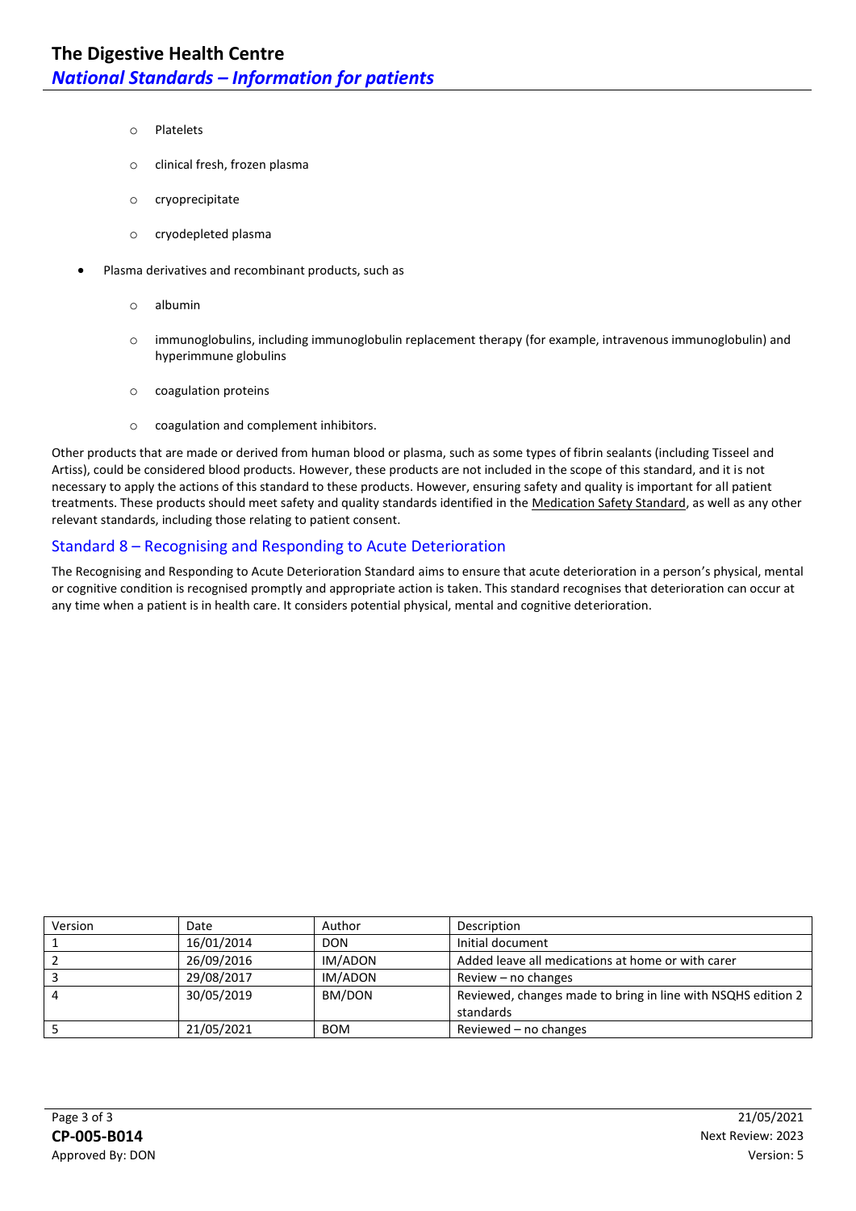- Platelets
  - clinical fresh, frozen plasma
  - cryoprecipitate
  - cryodepleted plasma
- Plasma derivatives and recombinant products, such as
  - albumin
  - immunoglobulins, including immunoglobulin replacement therapy (for example, intravenous immunoglobulin) and hyperimmune globulins
  - coagulation proteins
  - coagulation and complement inhibitors.

Other products that are made or derived from human blood or plasma, such as some types of fibrin sealants (including Tisseel and Artiss), could be considered blood products. However, these products are not included in the scope of this standard, and it is not necessary to apply the actions of this standard to these products. However, ensuring safety and quality is important for all patient treatments. These products should meet safety and quality standards identified in the Medication Safety Standard, as well as any other relevant standards, including those relating to patient consent.

## Standard 8 – Recognising and Responding to Acute Deterioration

The Recognising and Responding to Acute Deterioration Standard aims to ensure that acute deterioration in a person's physical, mental or cognitive condition is recognised promptly and appropriate action is taken. This standard recognises that deterioration can occur at any time when a patient is in health care. It considers potential physical, mental and cognitive deterioration.

| Version | Date | Author | Description |
|---|---|---|---|
| 1 | 16/01/2014 | DON | Initial document |
| 2 | 26/09/2016 | IM/ADON | Added leave all medications at home or with carer |
| 3 | 29/08/2017 | IM/ADON | Review – no changes |
| 4 | 30/05/2019 | BM/DON | Reviewed, changes made to bring in line with NSQHS edition 2 standards |
| 5 | 21/05/2021 | BOM | Reviewed – no changes |